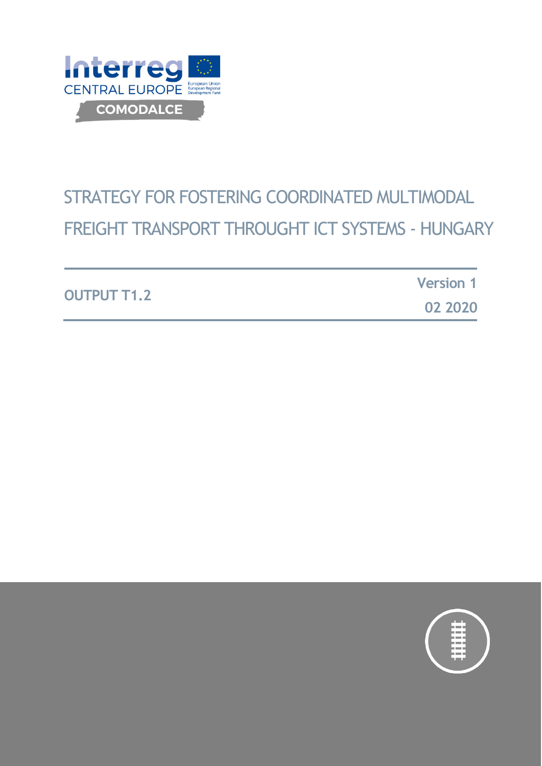Interreg
CENTRAL EUROPE
European Union
European Regional Development Fund

COMODALCE

# STRATEGY FOR FOSTERING COORDINATED MULTIMODAL FREIGHT TRANSPORT THROUGHT ICT SYSTEMS - HUNGARY

**OUTPUT T1.2**

**Version 1**

**02 2020**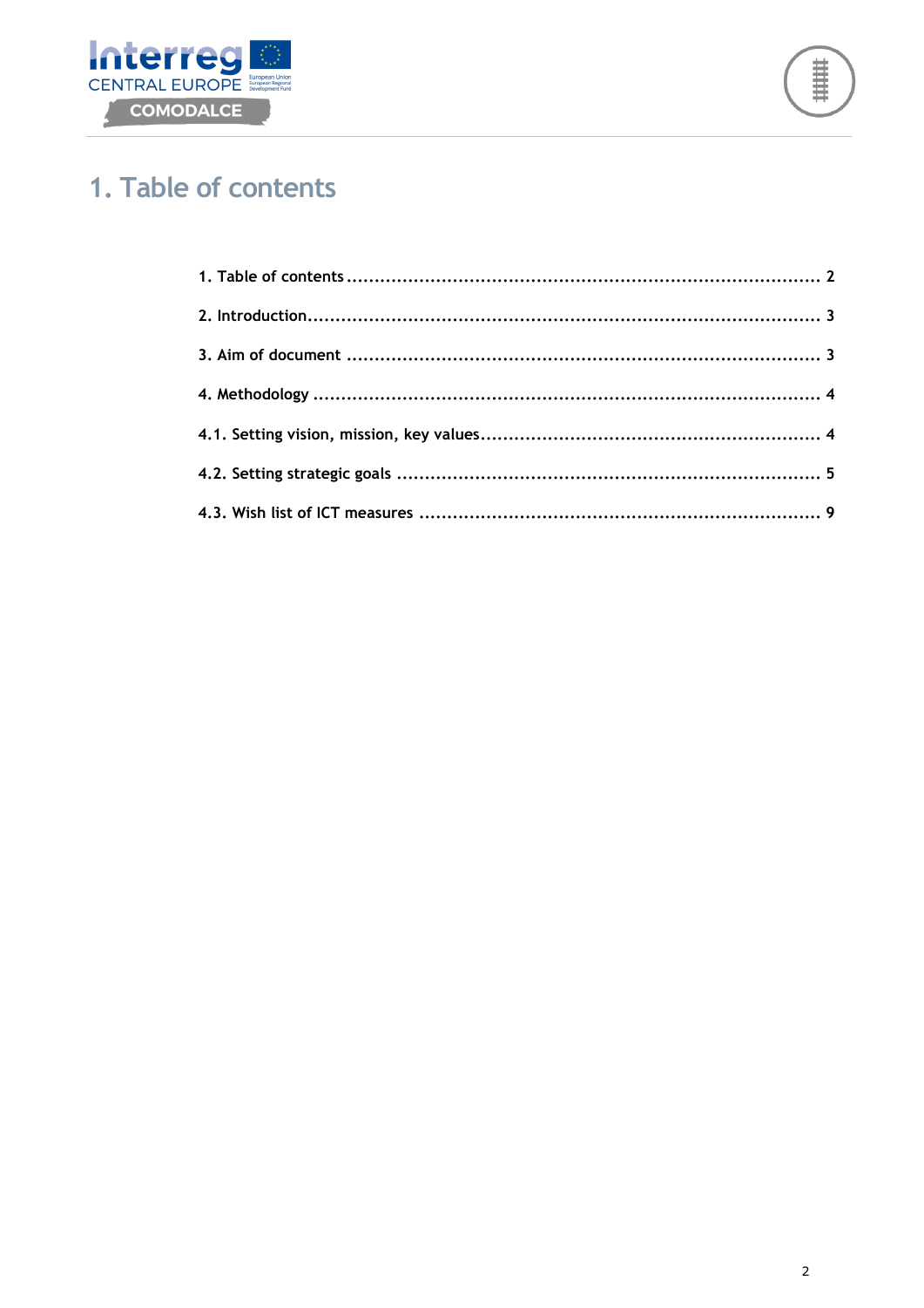# 1. Table of contents

1. Table of contents ........................................................................................ 2

2. Introduction.................................................................................................. 3

3. Aim of document ............................................................................................ 3

4. Methodology ................................................................................................. 4

4.1. Setting vision, mission, key values............................................................. 4

4.2. Setting strategic goals ................................................................................. 5

4.3. Wish list of ICT measures ............................................................................ 9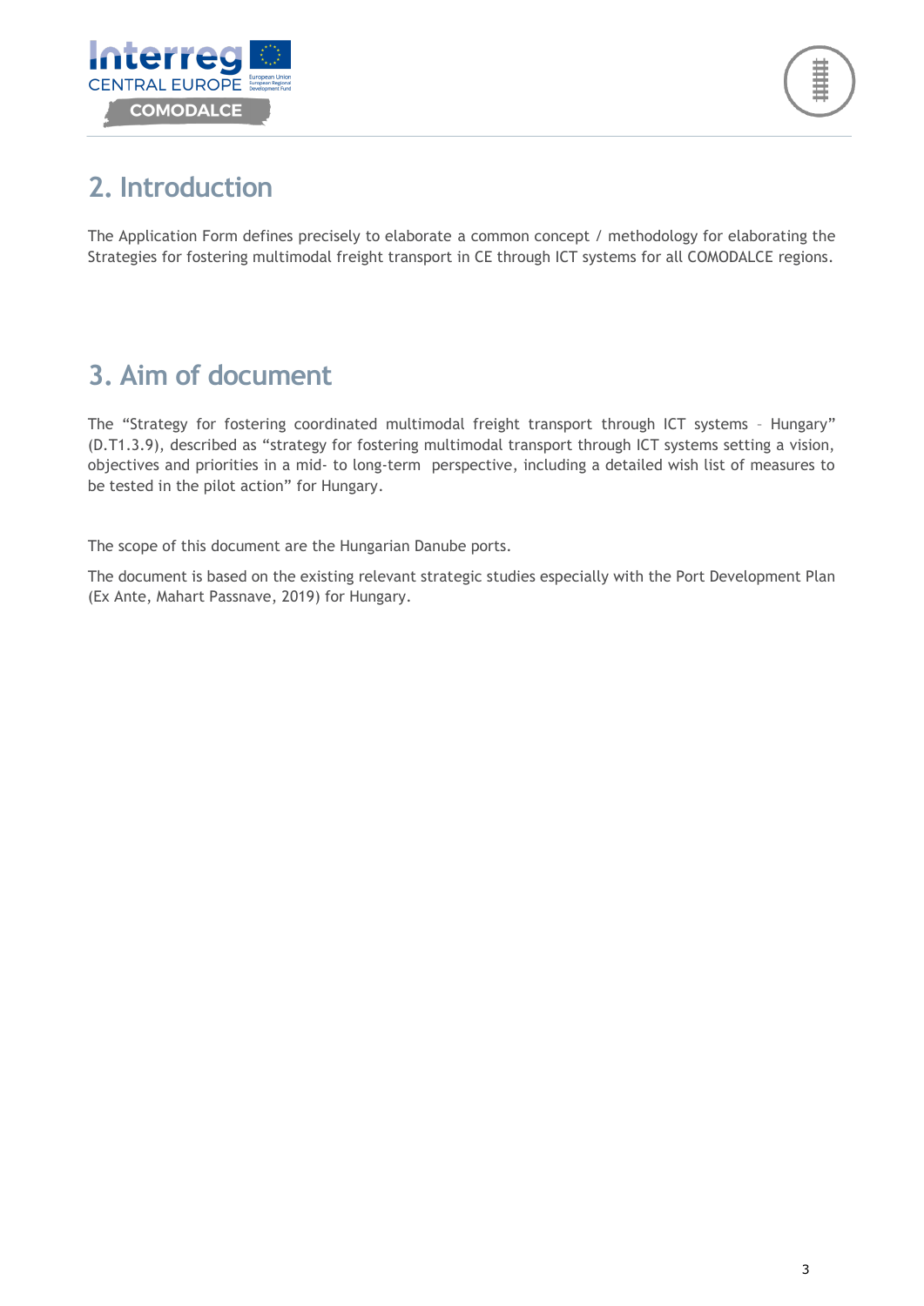## 2. Introduction

The Application Form defines precisely to elaborate a common concept / methodology for elaborating the Strategies for fostering multimodal freight transport in CE through ICT systems for all COMODALCE regions.

## 3. Aim of document

The “Strategy for fostering coordinated multimodal freight transport through ICT systems - Hungary” (D.T1.3.9), described as “strategy for fostering multimodal transport through ICT systems setting a vision, objectives and priorities in a mid- to long-term perspective, including a detailed wish list of measures to be tested in the pilot action” for Hungary.

The scope of this document are the Hungarian Danube ports.

The document is based on the existing relevant strategic studies especially with the Port Development Plan (Ex Ante, Mahart Passnave, 2019) for Hungary.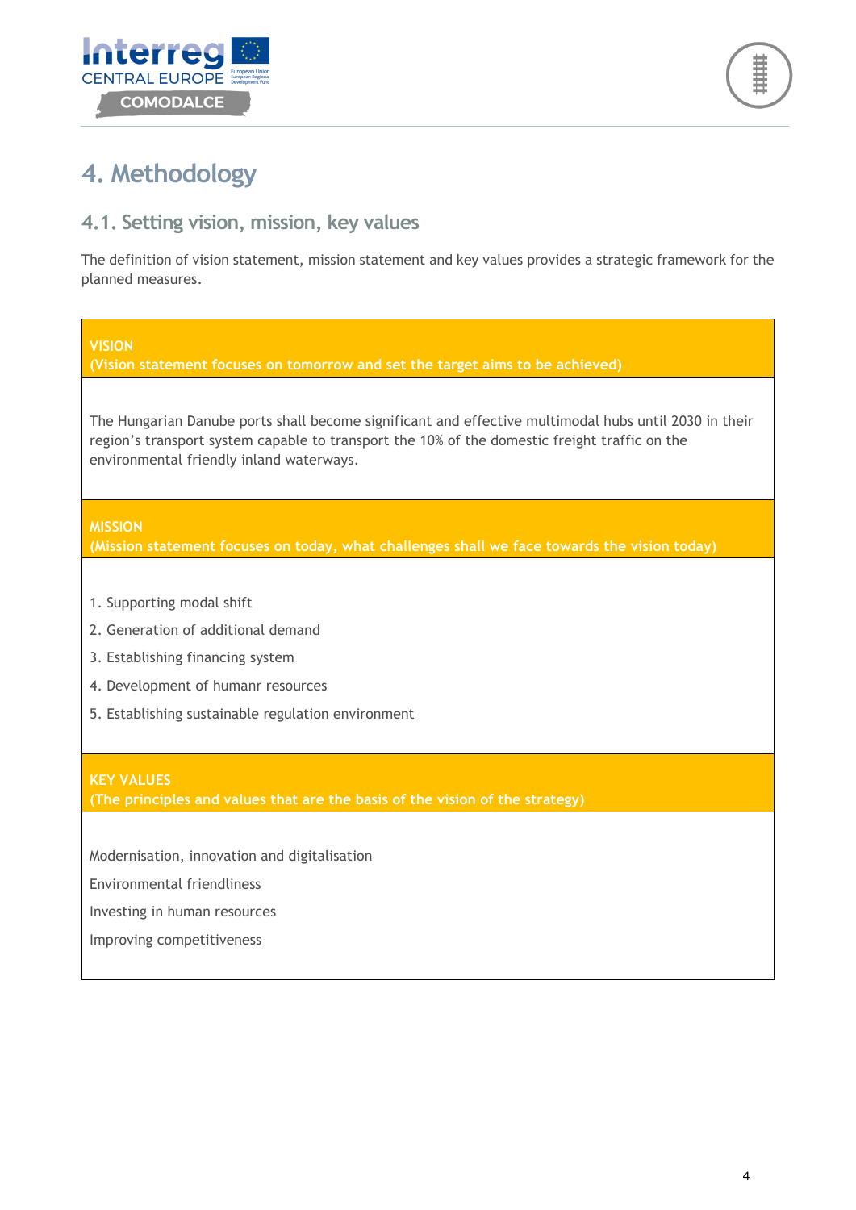# 4. Methodology

## 4.1. Setting vision, mission, key values

The definition of vision statement, mission statement and key values provides a strategic framework for the planned measures.

| **VISION**<br>**(Vision statement focuses on tomorrow and set the target aims to be achieved)** |
|---|
| The Hungarian Danube ports shall become significant and effective multimodal hubs until 2030 in their region's transport system capable to transport the 10% of the domestic freight traffic on the environmental friendly inland waterways. |
| **MISSION**<br>**(Mission statement focuses on today, what challenges shall we face towards the vision today)** |
| 1. Supporting modal shift<br>2. Generation of additional demand<br>3. Establishing financing system<br>4. Development of humanr resources<br>5. Establishing sustainable regulation environment |
| **KEY VALUES**<br>**(The principles and values that are the basis of the vision of the strategy)** |
| Modernisation, innovation and digitalisation<br>Environmental friendliness<br>Investing in human resources<br>Improving competitiveness |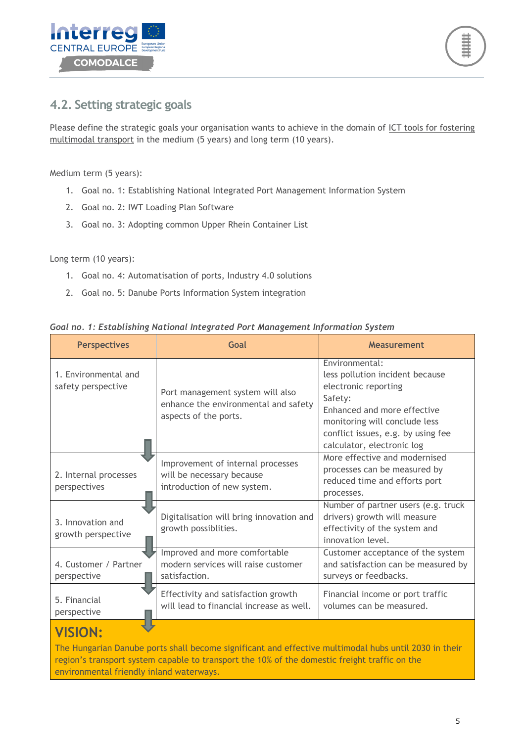## 4.2. Setting strategic goals

Please define the strategic goals your organisation wants to achieve in the domain of ICT tools for fostering multimodal transport in the medium (5 years) and long term (10 years).

Medium term (5 years):

1. Goal no. 1: Establishing National Integrated Port Management Information System
2. Goal no. 2: IWT Loading Plan Software
3. Goal no. 3: Adopting common Upper Rhein Container List

Long term (10 years):

1. Goal no. 4: Automatisation of ports, Industry 4.0 solutions
2. Goal no. 5: Danube Ports Information System integration

*Goal no. 1: Establishing National Integrated Port Management Information System*

| Perspectives | Goal | Measurement |
|---|---|---|
| 1. Environmental and safety perspective | Port management system will also enhance the environmental and safety aspects of the ports. | Environmental: less pollution incident because electronic reporting Safety: Enhanced and more effective monitoring will conclude less conflict issues, e.g. by using fee calculator, electronic log |
| 2. Internal processes perspectives | Improvement of internal processes will be necessary because introduction of new system. | More effective and modernised processes can be measured by reduced time and efforts port processes. |
| 3. Innovation and growth perspective | Digitalisation will bring innovation and growth possiblities. | Number of partner users (e.g. truck drivers) growth will measure effectivity of the system and innovation level. |
| 4. Customer / Partner perspective | Improved and more comfortable modern services will raise customer satisfaction. | Customer acceptance of the system and satisfaction can be measured by surveys or feedbacks. |
| 5. Financial perspective | Effectivity and satisfaction growth will lead to financial increase as well. | Financial income or port traffic volumes can be measured. |

**VISION:**

The Hungarian Danube ports shall become significant and effective multimodal hubs until 2030 in their region's transport system capable to transport the 10% of the domestic freight traffic on the environmental friendly inland waterways.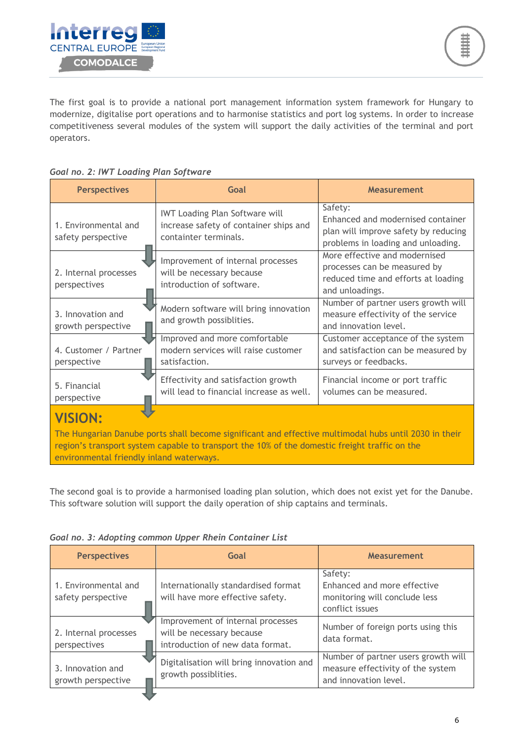The first goal is to provide a national port management information system framework for Hungary to modernize, digitalise port operations and to harmonise statistics and port log systems. In order to increase competitiveness several modules of the system will support the daily activities of the terminal and port operators.

*Goal no. 2: IWT Loading Plan Software*

| Perspectives | Goal | Measurement |
|---|---|---|
| 1. Environmental and safety perspective | IWT Loading Plan Software will increase safety of container ships and containter terminals. | Safety: Enhanced and modernised container plan will improve safety by reducing problems in loading and unloading. |
| 2. Internal processes perspectives | Improvement of internal processes will be necessary because introduction of software. | More effective and modernised processes can be measured by reduced time and efforts at loading and unloadings. |
| 3. Innovation and growth perspective | Modern software will bring innovation and growth possiblities. | Number of partner users growth will measure effectivity of the service and innovation level. |
| 4. Customer / Partner perspective | Improved and more comfortable modern services will raise customer satisfaction. | Customer acceptance of the system and satisfaction can be measured by surveys or feedbacks. |
| 5. Financial perspective | Effectivity and satisfaction growth will lead to financial increase as well. | Financial income or port traffic volumes can be measured. |

**VISION:**

The Hungarian Danube ports shall become significant and effective multimodal hubs until 2030 in their region's transport system capable to transport the 10% of the domestic freight traffic on the environmental friendly inland waterways.

The second goal is to provide a harmonised loading plan solution, which does not exist yet for the Danube. This software solution will support the daily operation of ship captains and terminals.

*Goal no. 3: Adopting common Upper Rhein Container List*

| Perspectives | Goal | Measurement |
|---|---|---|
| 1. Environmental and safety perspective | Internationally standardised format will have more effective safety. | Safety: Enhanced and more effective monitoring will conclude less conflict issues |
| 2. Internal processes perspectives | Improvement of internal processes will be necessary because introduction of new data format. | Number of foreign ports using this data format. |
| 3. Innovation and growth perspective | Digitalisation will bring innovation and growth possiblities. | Number of partner users growth will measure effectivity of the system and innovation level. |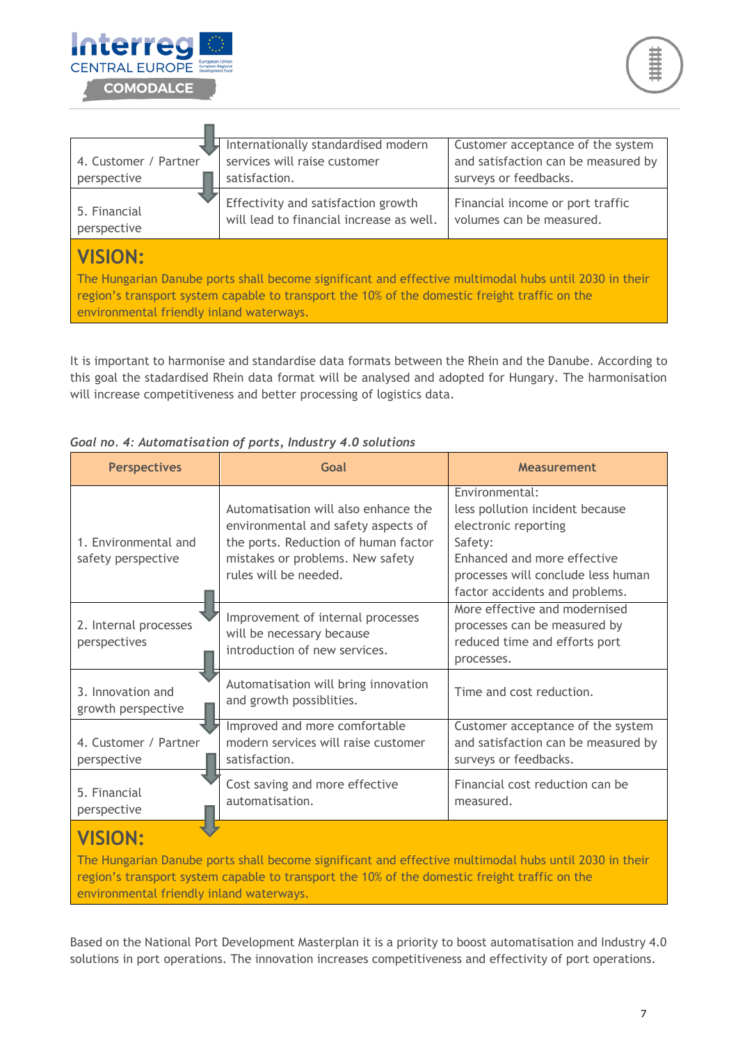| | | |
|---|---|---|
| 4. Customer / Partner perspective | Internationally standardised modern services will raise customer satisfaction. | Customer acceptance of the system and satisfaction can be measured by surveys or feedbacks. |
| 5. Financial perspective | Effectivity and satisfaction growth will lead to financial increase as well. | Financial income or port traffic volumes can be measured. |

**VISION:**

The Hungarian Danube ports shall become significant and effective multimodal hubs until 2030 in their region's transport system capable to transport the 10% of the domestic freight traffic on the environmental friendly inland waterways.

It is important to harmonise and standardise data formats between the Rhein and the Danube. According to this goal the stadardised Rhein data format will be analysed and adopted for Hungary. The harmonisation will increase competitiveness and better processing of logistics data.

*Goal no. 4: Automatisation of ports, Industry 4.0 solutions*

| Perspectives | Goal | Measurement |
|---|---|---|
| 1. Environmental and safety perspective | Automatisation will also enhance the environmental and safety aspects of the ports. Reduction of human factor mistakes or problems. New safety rules will be needed. | Environmental:<br>less pollution incident because electronic reporting<br>Safety:<br>Enhanced and more effective processes will conclude less human factor accidents and problems. |
| 2. Internal processes perspectives | Improvement of internal processes will be necessary because introduction of new services. | More effective and modernised processes can be measured by reduced time and efforts port processes. |
| 3. Innovation and growth perspective | Automatisation will bring innovation and growth possiblities. | Time and cost reduction. |
| 4. Customer / Partner perspective | Improved and more comfortable modern services will raise customer satisfaction. | Customer acceptance of the system and satisfaction can be measured by surveys or feedbacks. |
| 5. Financial perspective | Cost saving and more effective automatisation. | Financial cost reduction can be measured. |

**VISION:**

The Hungarian Danube ports shall become significant and effective multimodal hubs until 2030 in their region's transport system capable to transport the 10% of the domestic freight traffic on the environmental friendly inland waterways.

Based on the National Port Development Masterplan it is a priority to boost automatisation and Industry 4.0 solutions in port operations. The innovation increases competitiveness and effectivity of port operations.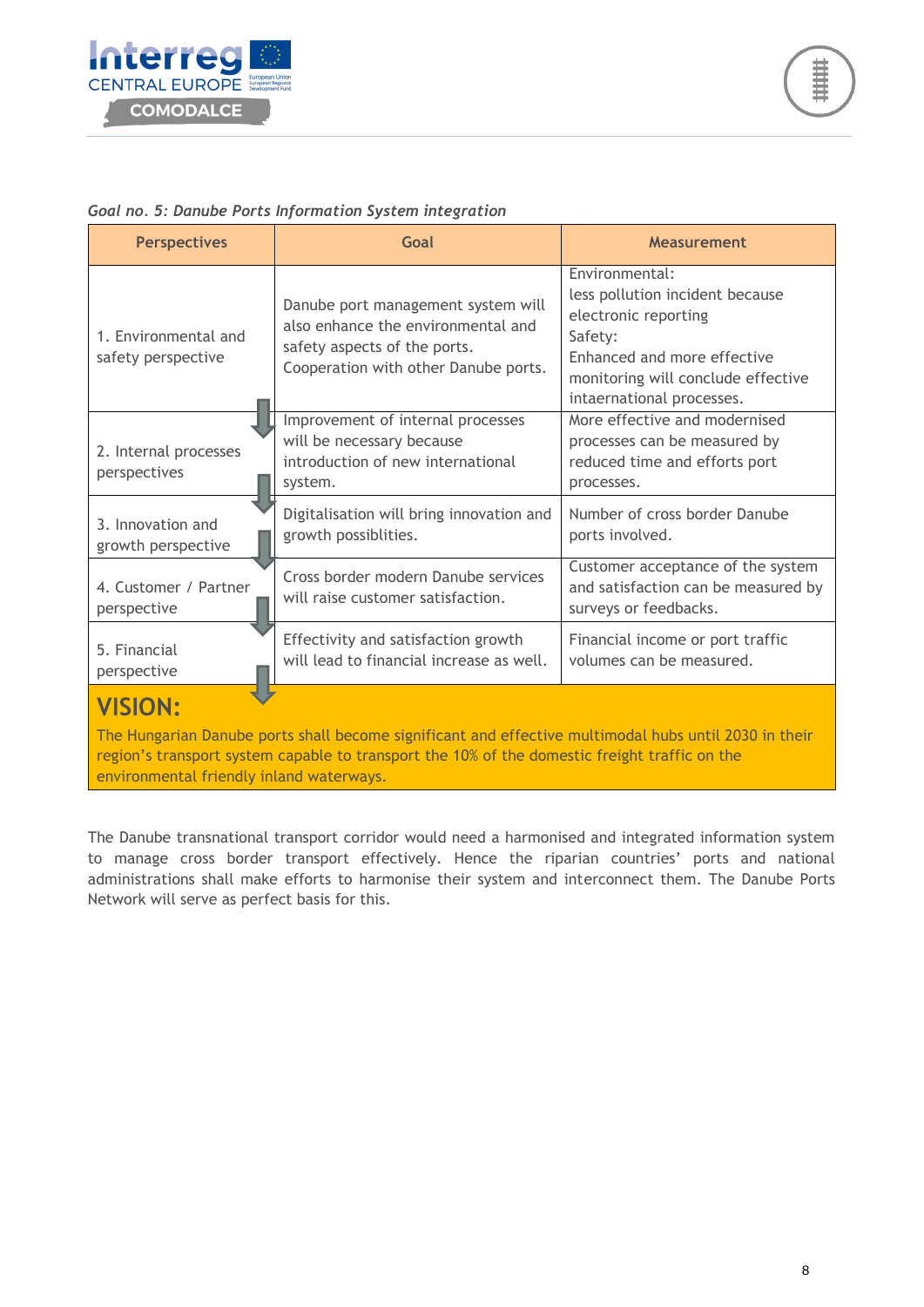*Goal no. 5: Danube Ports Information System integration*

| Perspectives | Goal | Measurement |
|---|---|---|
| 1. Environmental and safety perspective | Danube port management system will also enhance the environmental and safety aspects of the ports. Cooperation with other Danube ports. | Environmental: less pollution incident because electronic reporting Safety: Enhanced and more effective monitoring will conclude effective intaernational processes. |
| 2. Internal processes perspectives | Improvement of internal processes will be necessary because introduction of new international system. | More effective and modernised processes can be measured by reduced time and efforts port processes. |
| 3. Innovation and growth perspective | Digitalisation will bring innovation and growth possiblities. | Number of cross border Danube ports involved. |
| 4. Customer / Partner perspective | Cross border modern Danube services will raise customer satisfaction. | Customer acceptance of the system and satisfaction can be measured by surveys or feedbacks. |
| 5. Financial perspective | Effectivity and satisfaction growth will lead to financial increase as well. | Financial income or port traffic volumes can be measured. |

**VISION:**

The Hungarian Danube ports shall become significant and effective multimodal hubs until 2030 in their region's transport system capable to transport the 10% of the domestic freight traffic on the environmental friendly inland waterways.

The Danube transnational transport corridor would need a harmonised and integrated information system to manage cross border transport effectively. Hence the riparian countries' ports and national administrations shall make efforts to harmonise their system and interconnect them. The Danube Ports Network will serve as perfect basis for this.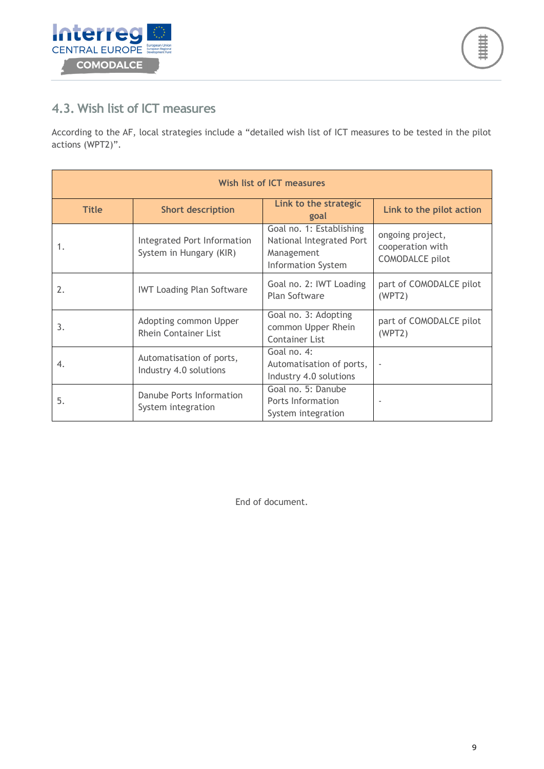## 4.3. Wish list of ICT measures

According to the AF, local strategies include a "detailed wish list of ICT measures to be tested in the pilot actions (WPT2)".

| Wish list of ICT measures | | | |
|---|---|---|---|
| **Title** | **Short description** | **Link to the strategic goal** | **Link to the pilot action** |
| 1. | Integrated Port Information System in Hungary (KIR) | Goal no. 1: Establishing National Integrated Port Management Information System | ongoing project, cooperation with COMODALCE pilot |
| 2. | IWT Loading Plan Software | Goal no. 2: IWT Loading Plan Software | part of COMODALCE pilot (WPT2) |
| 3. | Adopting common Upper Rhein Container List | Goal no. 3: Adopting common Upper Rhein Container List | part of COMODALCE pilot (WPT2) |
| 4. | Automatisation of ports, Industry 4.0 solutions | Goal no. 4: Automatisation of ports, Industry 4.0 solutions | - |
| 5. | Danube Ports Information System integration | Goal no. 5: Danube Ports Information System integration | - |

End of document.